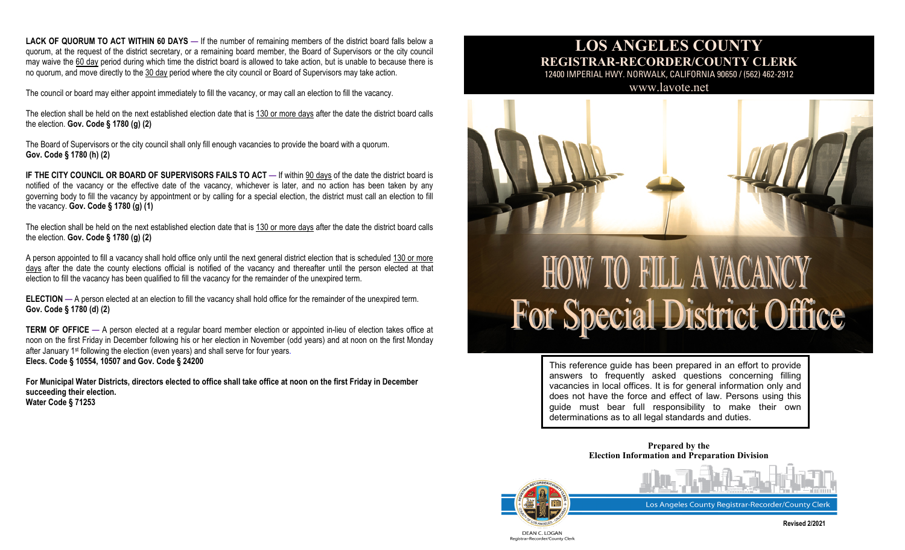**LACK OF QUORUM TO ACT WITHIN 60 DAYS** — If the number of remaining members of the district board falls below a quorum, at the request of the district secretary, or a remaining board member, the Board of Supervisors or the city council may waive the 60 day period during which time the district board is allowed to take action, but is unable to because there is no quorum, and move directly to the 30 day period where the city council or Board of Supervisors may take action.

The council or board may either appoint immediately to fill the vacancy, or may call an election to fill the vacancy.

The election shall be held on the next established election date that is 130 or more days after the date the district board calls the election. **Gov. Code § 1780 (g) (2)**

The Board of Supervisors or the city council shall only fill enough vacancies to provide the board with a quorum. **Gov. Code § 1780 (h) (2)**

**IF THE CITY COUNCIL OR BOARD OF SUPERVISORS FAILS TO ACT** — If within 90 days of the date the district board is notified of the vacancy or the effective date of the vacancy, whichever is later, and no action has been taken by any governing body to fill the vacancy by appointment or by calling for a special election, the district must call an election to fill the vacancy. **Gov. Code § 1780 (g) (1)**

The election shall be held on the next established election date that is 130 or more days after the date the district board calls the election. **Gov. Code § 1780 (g) (2)**

A person appointed to fill a vacancy shall hold office only until the next general district election that is scheduled 130 or more days after the date the county elections official is notified of the vacancy and thereafter until the person elected at that election to fill the vacancy has been qualified to fill the vacancy for the remainder of the unexpired term.

**ELECTION** — A person elected at an election to fill the vacancy shall hold office for the remainder of the unexpired term. **Gov. Code § 1780 (d) (2)**

**TERM OF OFFICE** — A person elected at a regular board member election or appointed in-lieu of election takes office at noon on the first Friday in December following his or her election in November (odd years) and at noon on the first Monday after January 1st following the election (even years) and shall serve for four years.
**Elecs. Code § 10554, 10507 and Gov. Code § 24200**

**For Municipal Water Districts, directors elected to office shall take office at noon on the first Friday in December succeeding their election.**
**Water Code § 71253**

# LOS ANGELES COUNTY
## REGISTRAR-RECORDER/COUNTY CLERK

12400 IMPERIAL HWY. NORWALK, CALIFORNIA 90650 / (562) 462-2912

www.lavote.net

# HOW TO FILL A VACANCY
# For Special District Office

This reference guide has been prepared in an effort to provide answers to frequently asked questions concerning filling vacancies in local offices. It is for general information only and does not have the force and effect of law. Persons using this guide must bear full responsibility to make their own determinations as to all legal standards and duties.

**Prepared by the**
**Election Information and Preparation Division**

Los Angeles County Registrar-Recorder/County Clerk

DEAN C. LOGAN
Registrar-Recorder/County Clerk

**Revised 2/2021**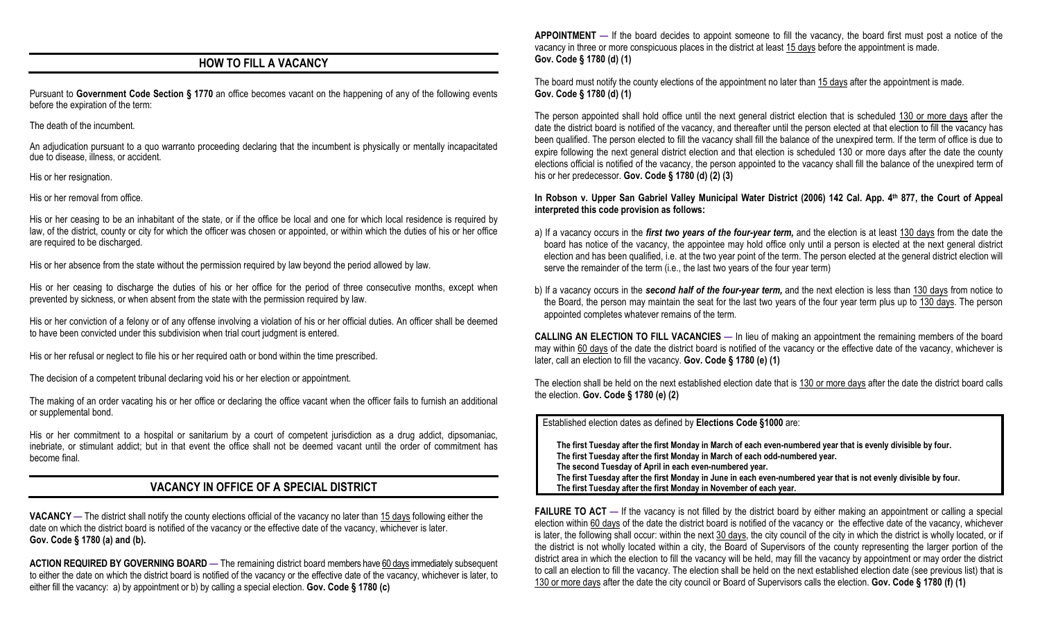## HOW TO FILL A VACANCY

Pursuant to **Government Code Section § 1770** an office becomes vacant on the happening of any of the following events before the expiration of the term:

The death of the incumbent.

An adjudication pursuant to a quo warranto proceeding declaring that the incumbent is physically or mentally incapacitated due to disease, illness, or accident.

His or her resignation.

His or her removal from office.

His or her ceasing to be an inhabitant of the state, or if the office be local and one for which local residence is required by law, of the district, county or city for which the officer was chosen or appointed, or within which the duties of his or her office are required to be discharged.

His or her absence from the state without the permission required by law beyond the period allowed by law.

His or her ceasing to discharge the duties of his or her office for the period of three consecutive months, except when prevented by sickness, or when absent from the state with the permission required by law.

His or her conviction of a felony or of any offense involving a violation of his or her official duties. An officer shall be deemed to have been convicted under this subdivision when trial court judgment is entered.

His or her refusal or neglect to file his or her required oath or bond within the time prescribed.

The decision of a competent tribunal declaring void his or her election or appointment.

The making of an order vacating his or her office or declaring the office vacant when the officer fails to furnish an additional or supplemental bond.

His or her commitment to a hospital or sanitarium by a court of competent jurisdiction as a drug addict, dipsomaniac, inebriate, or stimulant addict; but in that event the office shall not be deemed vacant until the order of commitment has become final.

## VACANCY IN OFFICE OF A SPECIAL DISTRICT

**VACANCY —** The district shall notify the county elections official of the vacancy no later than 15 days following either the date on which the district board is notified of the vacancy or the effective date of the vacancy, whichever is later. **Gov. Code § 1780 (a) and (b).**

**ACTION REQUIRED BY GOVERNING BOARD —** The remaining district board members have 60 days immediately subsequent to either the date on which the district board is notified of the vacancy or the effective date of the vacancy, whichever is later, to either fill the vacancy: a) by appointment or b) by calling a special election. **Gov. Code § 1780 (c)**

**APPOINTMENT —** If the board decides to appoint someone to fill the vacancy, the board first must post a notice of the vacancy in three or more conspicuous places in the district at least 15 days before the appointment is made. **Gov. Code § 1780 (d) (1)**

The board must notify the county elections of the appointment no later than 15 days after the appointment is made. **Gov. Code § 1780 (d) (1)**

The person appointed shall hold office until the next general district election that is scheduled 130 or more days after the date the district board is notified of the vacancy, and thereafter until the person elected at that election to fill the vacancy has been qualified. The person elected to fill the vacancy shall fill the balance of the unexpired term. If the term of office is due to expire following the next general district election and that election is scheduled 130 or more days after the date the county elections official is notified of the vacancy, the person appointed to the vacancy shall fill the balance of the unexpired term of his or her predecessor. **Gov. Code § 1780 (d) (2) (3)**

**In Robson v. Upper San Gabriel Valley Municipal Water District (2006) 142 Cal. App. 4th 877, the Court of Appeal interpreted this code provision as follows:**

a) If a vacancy occurs in the ***first two years of the four-year term,*** and the election is at least 130 days from the date the board has notice of the vacancy, the appointee may hold office only until a person is elected at the next general district election and has been qualified, i.e. at the two year point of the term. The person elected at the general district election will serve the remainder of the term (i.e., the last two years of the four year term)

b) If a vacancy occurs in the ***second half of the four-year term,*** and the next election is less than 130 days from notice to the Board, the person may maintain the seat for the last two years of the four year term plus up to 130 days. The person appointed completes whatever remains of the term.

**CALLING AN ELECTION TO FILL VACANCIES —** In lieu of making an appointment the remaining members of the board may within 60 days of the date the district board is notified of the vacancy or the effective date of the vacancy, whichever is later, call an election to fill the vacancy. **Gov. Code § 1780 (e) (1)**

The election shall be held on the next established election date that is 130 or more days after the date the district board calls the election. **Gov. Code § 1780 (e) (2)**

Established election dates as defined by **Elections Code §1000** are:

**The first Tuesday after the first Monday in March of each even-numbered year that is evenly divisible by four.**
**The first Tuesday after the first Monday in March of each odd-numbered year.**
**The second Tuesday of April in each even-numbered year.**
**The first Tuesday after the first Monday in June in each even-numbered year that is not evenly divisible by four.**
**The first Tuesday after the first Monday in November of each year.**

**FAILURE TO ACT —** If the vacancy is not filled by the district board by either making an appointment or calling a special election within 60 days of the date the district board is notified of the vacancy or the effective date of the vacancy, whichever is later, the following shall occur: within the next 30 days, the city council of the city in which the district is wholly located, or if the district is not wholly located within a city, the Board of Supervisors of the county representing the larger portion of the district area in which the election to fill the vacancy will be held, may fill the vacancy by appointment or may order the district to call an election to fill the vacancy. The election shall be held on the next established election date (see previous list) that is 130 or more days after the date the city council or Board of Supervisors calls the election. **Gov. Code § 1780 (f) (1)**